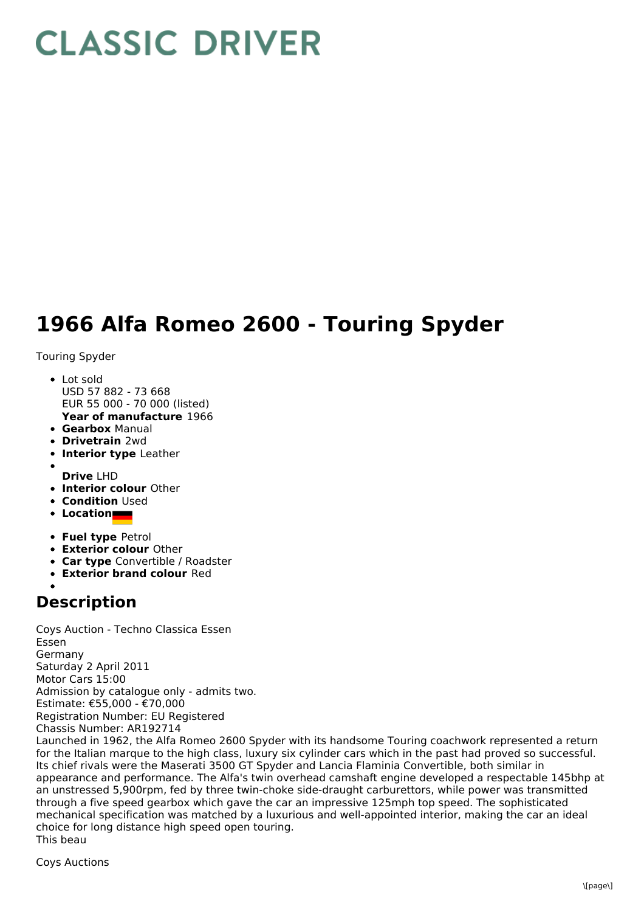# CLASSIC DRIVER

# 1966 Alfa Romeo 2600 - Touring Spyder

Touring Spyder

- Lot sold
  USD 57 882 - 73 668
  EUR 55 000 - 70 000 (listed)
  **Year of manufacture** 1966
- **Gearbox** Manual
- **Drivetrain** 2wd
- **Interior type** Leather
- 
  **Drive** LHD
- **Interior colour** Other
- **Condition** Used
- **Location**
- **Fuel type** Petrol
- **Exterior colour** Other
- **Car type** Convertible / Roadster
- **Exterior brand colour** Red
- 

## Description

Coys Auction - Techno Classica Essen
Essen
Germany
Saturday 2 April 2011
Motor Cars 15:00
Admission by catalogue only - admits two.
Estimate: €55,000 - €70,000
Registration Number: EU Registered
Chassis Number: AR192714
Launched in 1962, the Alfa Romeo 2600 Spyder with its handsome Touring coachwork represented a return for the Italian marque to the high class, luxury six cylinder cars which in the past had proved so successful. Its chief rivals were the Maserati 3500 GT Spyder and Lancia Flaminia Convertible, both similar in appearance and performance. The Alfa's twin overhead camshaft engine developed a respectable 145bhp at an unstressed 5,900rpm, fed by three twin-choke side-draught carburettors, while power was transmitted through a five speed gearbox which gave the car an impressive 125mph top speed. The sophisticated mechanical specification was matched by a luxurious and well-appointed interior, making the car an ideal choice for long distance high speed open touring.
This beau

Coys Auctions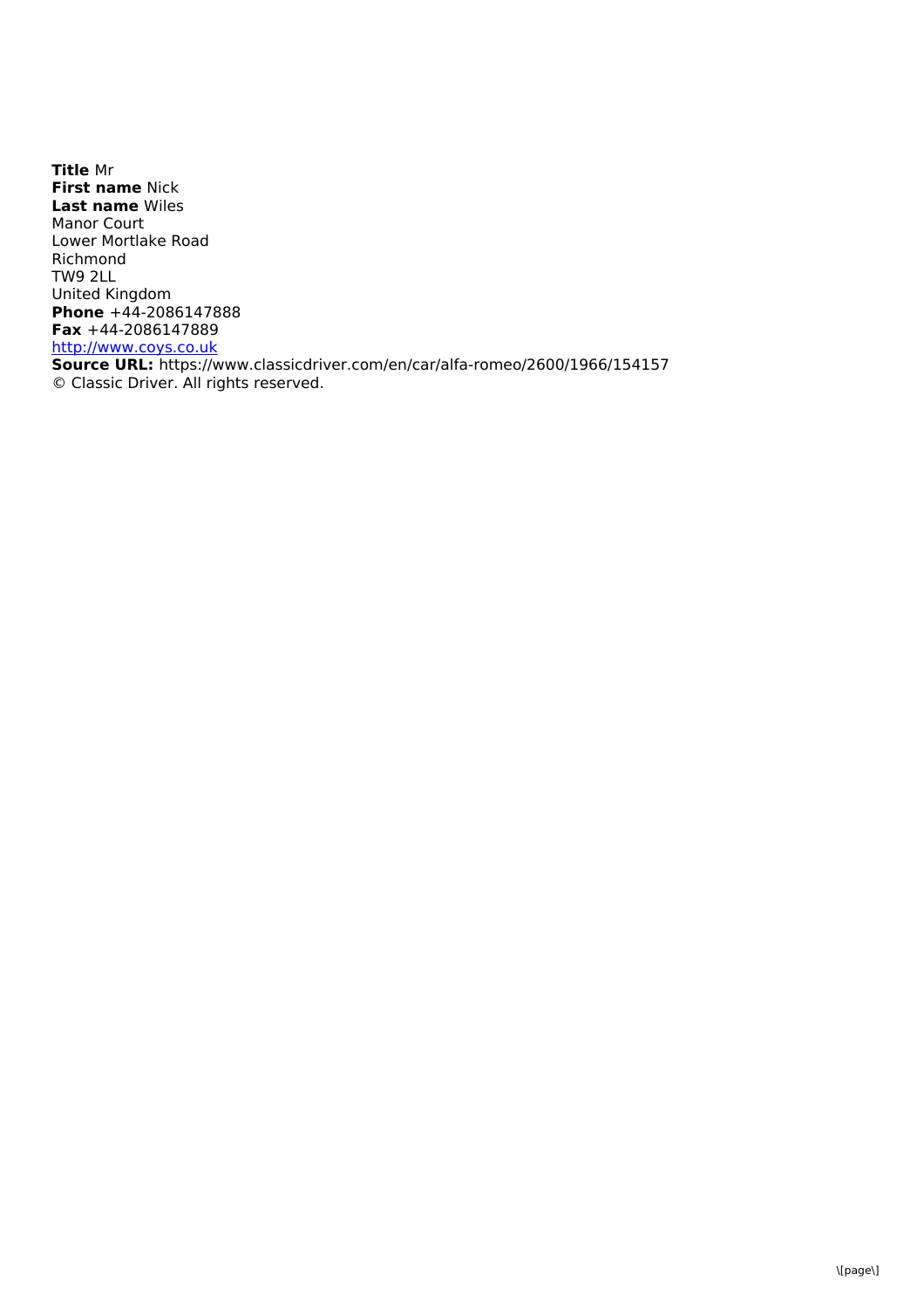**Title** Mr
**First name** Nick
**Last name** Wiles
Manor Court
Lower Mortlake Road
Richmond
TW9 2LL
United Kingdom
**Phone** +44-2086147888
**Fax** +44-2086147889
[http://www.coys.co.uk](http://www.coys.co.uk)
**Source URL:** https://www.classicdriver.com/en/car/alfa-romeo/2600/1966/154157
© Classic Driver. All rights reserved.